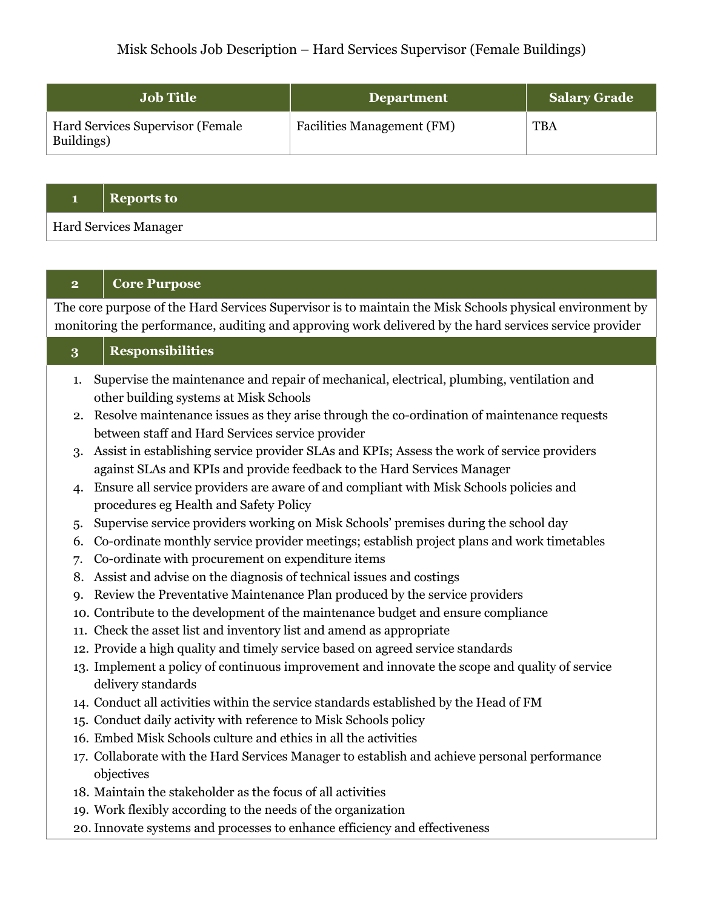Misk Schools Job Description – Hard Services Supervisor (Female Buildings)

| Job Title | Department | Salary Grade |
| --- | --- | --- |
| Hard Services Supervisor (Female Buildings) | Facilities Management (FM) | TBA |

| 1 | Reports to |
| --- | --- |
| Hard Services Manager | |

| 2 | Core Purpose |
| --- | --- |
| The core purpose of the Hard Services Supervisor is to maintain the Misk Schools physical environment by monitoring the performance, auditing and approving work delivered by the hard services service provider | |

## 3 Responsibilities

1. Supervise the maintenance and repair of mechanical, electrical, plumbing, ventilation and other building systems at Misk Schools
2. Resolve maintenance issues as they arise through the co-ordination of maintenance requests between staff and Hard Services service provider
3. Assist in establishing service provider SLAs and KPIs; Assess the work of service providers against SLAs and KPIs and provide feedback to the Hard Services Manager
4. Ensure all service providers are aware of and compliant with Misk Schools policies and procedures eg Health and Safety Policy
5. Supervise service providers working on Misk Schools' premises during the school day
6. Co-ordinate monthly service provider meetings; establish project plans and work timetables
7. Co-ordinate with procurement on expenditure items
8. Assist and advise on the diagnosis of technical issues and costings
9. Review the Preventative Maintenance Plan produced by the service providers
10. Contribute to the development of the maintenance budget and ensure compliance
11. Check the asset list and inventory list and amend as appropriate
12. Provide a high quality and timely service based on agreed service standards
13. Implement a policy of continuous improvement and innovate the scope and quality of service delivery standards
14. Conduct all activities within the service standards established by the Head of FM
15. Conduct daily activity with reference to Misk Schools policy
16. Embed Misk Schools culture and ethics in all the activities
17. Collaborate with the Hard Services Manager to establish and achieve personal performance objectives
18. Maintain the stakeholder as the focus of all activities
19. Work flexibly according to the needs of the organization
20. Innovate systems and processes to enhance efficiency and effectiveness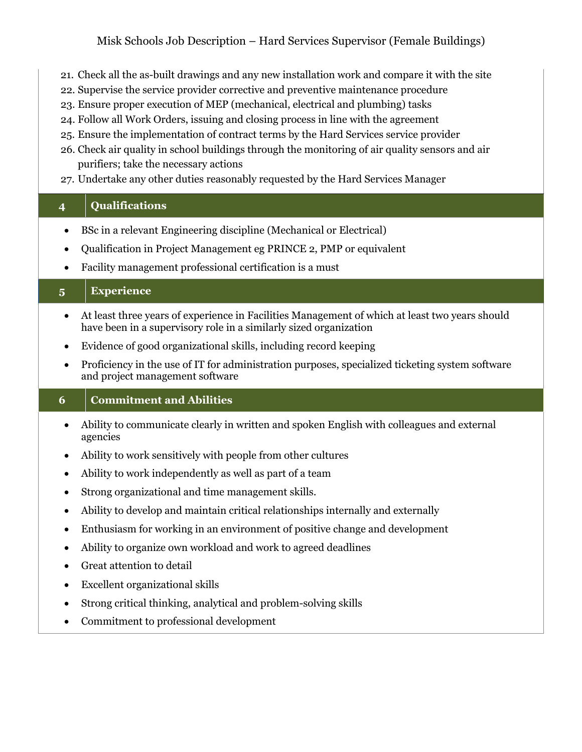21. Check all the as-built drawings and any new installation work and compare it with the site
22. Supervise the service provider corrective and preventive maintenance procedure
23. Ensure proper execution of MEP (mechanical, electrical and plumbing) tasks
24. Follow all Work Orders, issuing and closing process in line with the agreement
25. Ensure the implementation of contract terms by the Hard Services service provider
26. Check air quality in school buildings through the monitoring of air quality sensors and air purifiers; take the necessary actions
27. Undertake any other duties reasonably requested by the Hard Services Manager

## 4 Qualifications

- BSc in a relevant Engineering discipline (Mechanical or Electrical)
- Qualification in Project Management eg PRINCE 2, PMP or equivalent
- Facility management professional certification is a must

## 5 Experience

- At least three years of experience in Facilities Management of which at least two years should have been in a supervisory role in a similarly sized organization
- Evidence of good organizational skills, including record keeping
- Proficiency in the use of IT for administration purposes, specialized ticketing system software and project management software

## 6 Commitment and Abilities

- Ability to communicate clearly in written and spoken English with colleagues and external agencies
- Ability to work sensitively with people from other cultures
- Ability to work independently as well as part of a team
- Strong organizational and time management skills.
- Ability to develop and maintain critical relationships internally and externally
- Enthusiasm for working in an environment of positive change and development
- Ability to organize own workload and work to agreed deadlines
- Great attention to detail
- Excellent organizational skills
- Strong critical thinking, analytical and problem-solving skills
- Commitment to professional development